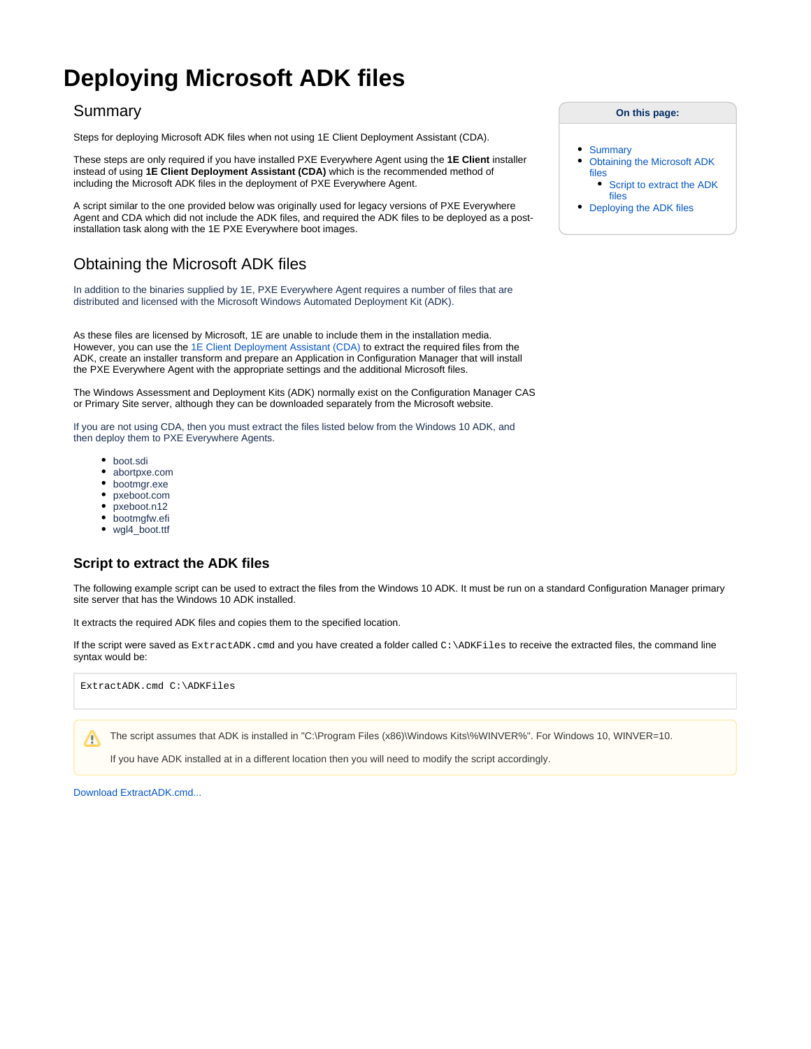# Deploying Microsoft ADK files

## Summary

Steps for deploying Microsoft ADK files when not using 1E Client Deployment Assistant (CDA).

These steps are only required if you have installed PXE Everywhere Agent using the **1E Client** installer instead of using **1E Client Deployment Assistant (CDA)** which is the recommended method of including the Microsoft ADK files in the deployment of PXE Everywhere Agent.

A script similar to the one provided below was originally used for legacy versions of PXE Everywhere Agent and CDA which did not include the ADK files, and required the ADK files to be deployed as a post-installation task along with the 1E PXE Everywhere boot images.

**On this page:**

- Summary
- Obtaining the Microsoft ADK files
  - Script to extract the ADK files
- Deploying the ADK files

## Obtaining the Microsoft ADK files

In addition to the binaries supplied by 1E, PXE Everywhere Agent requires a number of files that are distributed and licensed with the Microsoft Windows Automated Deployment Kit (ADK).

As these files are licensed by Microsoft, 1E are unable to include them in the installation media. However, you can use the 1E Client Deployment Assistant (CDA) to extract the required files from the ADK, create an installer transform and prepare an Application in Configuration Manager that will install the PXE Everywhere Agent with the appropriate settings and the additional Microsoft files.

The Windows Assessment and Deployment Kits (ADK) normally exist on the Configuration Manager CAS or Primary Site server, although they can be downloaded separately from the Microsoft website.

If you are not using CDA, then you must extract the files listed below from the Windows 10 ADK, and then deploy them to PXE Everywhere Agents.

- boot.sdi
- abortpxe.com
- bootmgr.exe
- pxeboot.com
- pxeboot.n12
- bootmgfw.efi
- wgl4_boot.ttf

### Script to extract the ADK files

The following example script can be used to extract the files from the Windows 10 ADK. It must be run on a standard Configuration Manager primary site server that has the Windows 10 ADK installed.

It extracts the required ADK files and copies them to the specified location.

If the script were saved as `ExtractADK.cmd` and you have created a folder called `C:\ADKFiles` to receive the extracted files, the command line syntax would be:

```
ExtractADK.cmd C:\ADKFiles
```

> The script assumes that ADK is installed in "C:\Program Files (x86)\Windows Kits\%WINVER%". For Windows 10, WINVER=10.
>
> If you have ADK installed at in a different location then you will need to modify the script accordingly.

Download ExtractADK.cmd...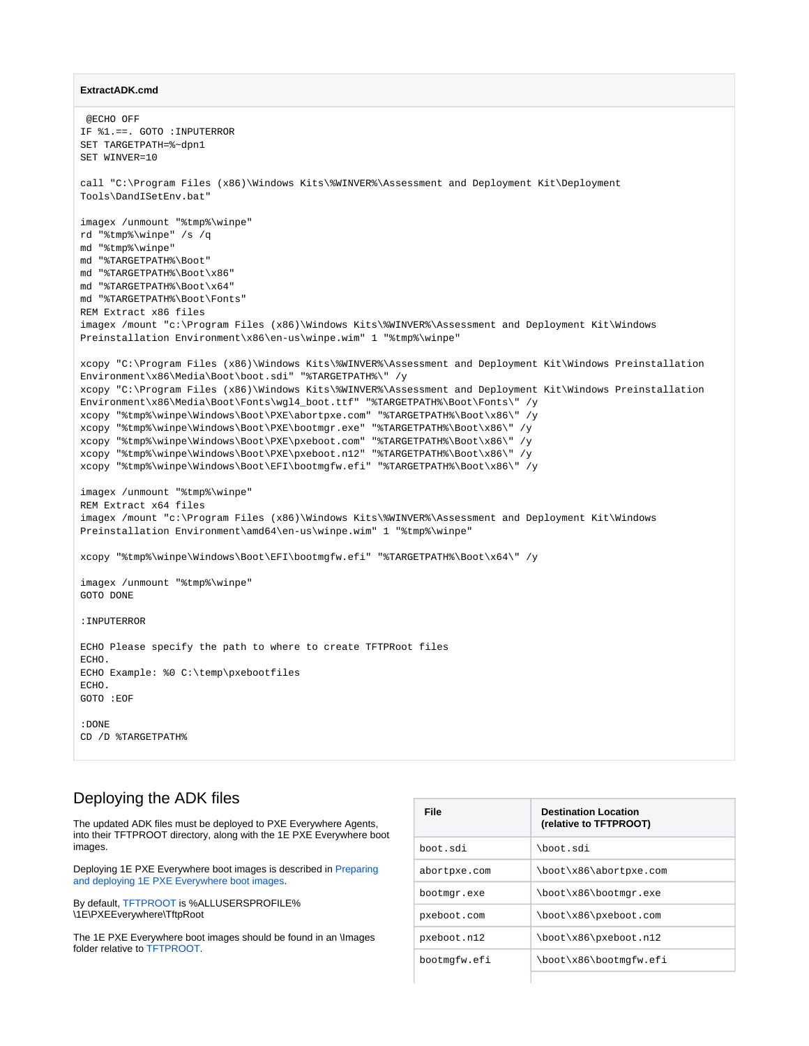**ExtractADK.cmd**

```
 @ECHO OFF
IF %1.==. GOTO :INPUTERROR
SET TARGETPATH=%~dpn1
SET WINVER=10

call "C:\Program Files (x86)\Windows Kits\%WINVER%\Assessment and Deployment Kit\Deployment
Tools\DandISetEnv.bat"

imagex /unmount "%tmp%\winpe"
rd "%tmp%\winpe" /s /q
md "%tmp%\winpe"
md "%TARGETPATH%\Boot"
md "%TARGETPATH%\Boot\x86"
md "%TARGETPATH%\Boot\x64"
md "%TARGETPATH%\Boot\Fonts"
REM Extract x86 files
imagex /mount "c:\Program Files (x86)\Windows Kits\%WINVER%\Assessment and Deployment Kit\Windows
Preinstallation Environment\x86\en-us\winpe.wim" 1 "%tmp%\winpe"

xcopy "C:\Program Files (x86)\Windows Kits\%WINVER%\Assessment and Deployment Kit\Windows Preinstallation
Environment\x86\Media\Boot\boot.sdi" "%TARGETPATH%\" /y
xcopy "C:\Program Files (x86)\Windows Kits\%WINVER%\Assessment and Deployment Kit\Windows Preinstallation
Environment\x86\Media\Boot\Fonts\wgl4_boot.ttf" "%TARGETPATH%\Boot\Fonts\" /y
xcopy "%tmp%\winpe\Windows\Boot\PXE\abortpxe.com" "%TARGETPATH%\Boot\x86\" /y
xcopy "%tmp%\winpe\Windows\Boot\PXE\bootmgr.exe" "%TARGETPATH%\Boot\x86\" /y
xcopy "%tmp%\winpe\Windows\Boot\PXE\pxeboot.com" "%TARGETPATH%\Boot\x86\" /y
xcopy "%tmp%\winpe\Windows\Boot\PXE\pxeboot.n12" "%TARGETPATH%\Boot\x86\" /y
xcopy "%tmp%\winpe\Windows\Boot\EFI\bootmgfw.efi" "%TARGETPATH%\Boot\x86\" /y

imagex /unmount "%tmp%\winpe"
REM Extract x64 files
imagex /mount "c:\Program Files (x86)\Windows Kits\%WINVER%\Assessment and Deployment Kit\Windows
Preinstallation Environment\amd64\en-us\winpe.wim" 1 "%tmp%\winpe"

xcopy "%tmp%\winpe\Windows\Boot\EFI\bootmgfw.efi" "%TARGETPATH%\Boot\x64\" /y

imagex /unmount "%tmp%\winpe"
GOTO DONE

:INPUTERROR

ECHO Please specify the path to where to create TFTPRoot files
ECHO.
ECHO Example: %0 C:\temp\pxebootfiles
ECHO.
GOTO :EOF

:DONE
CD /D %TARGETPATH%
```

## Deploying the ADK files

The updated ADK files must be deployed to PXE Everywhere Agents, into their TFTPROOT directory, along with the 1E PXE Everywhere boot images.

Deploying 1E PXE Everywhere boot images is described in Preparing and deploying 1E PXE Everywhere boot images.

By default, TFTPROOT is %ALLUSERSPROFILE%\1E\PXEEverywhere\TftpRoot

The 1E PXE Everywhere boot images should be found in an \Images folder relative to TFTPROOT.

| File | Destination Location (relative to TFTPROOT) |
|---|---|
| boot.sdi | \boot.sdi |
| abortpxe.com | \boot\x86\abortpxe.com |
| bootmgr.exe | \boot\x86\bootmgr.exe |
| pxeboot.com | \boot\x86\pxeboot.com |
| pxeboot.n12 | \boot\x86\pxeboot.n12 |
| bootmgfw.efi | \boot\x86\bootmgfw.efi |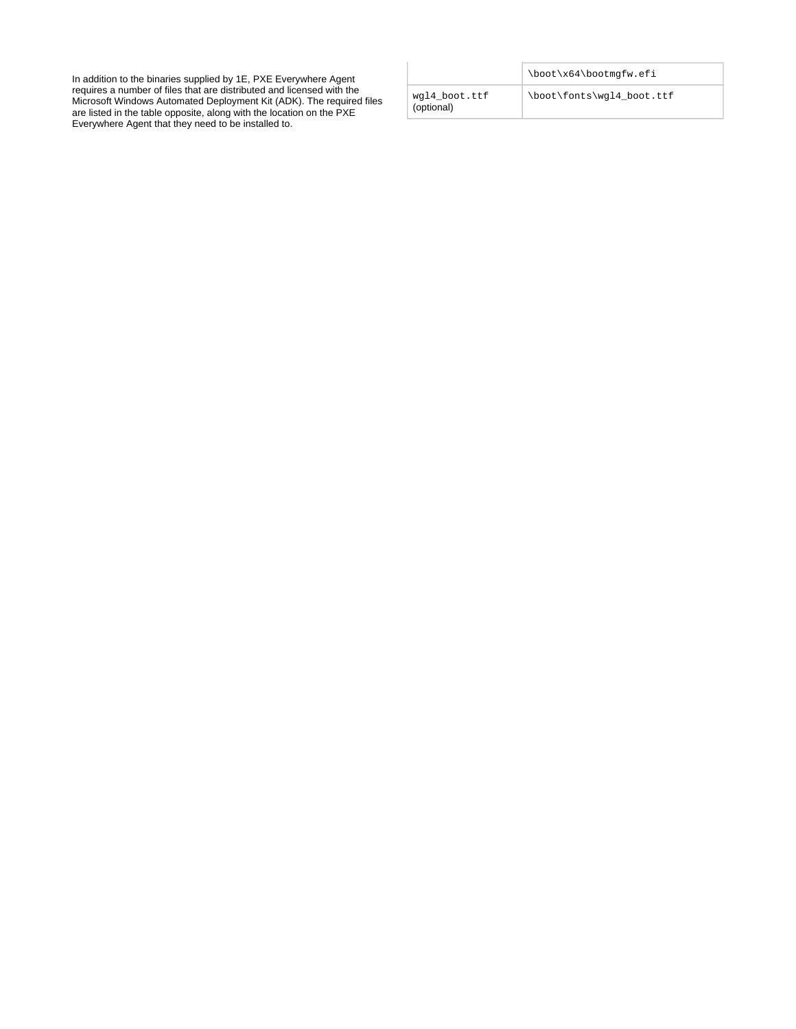In addition to the binaries supplied by 1E, PXE Everywhere Agent requires a number of files that are distributed and licensed with the Microsoft Windows Automated Deployment Kit (ADK). The required files are listed in the table opposite, along with the location on the PXE Everywhere Agent that they need to be installed to.

| | |
|---|---|
| | \boot\x64\bootmgfw.efi |
| wgl4_boot.ttf (optional) | \boot\fonts\wgl4_boot.ttf |